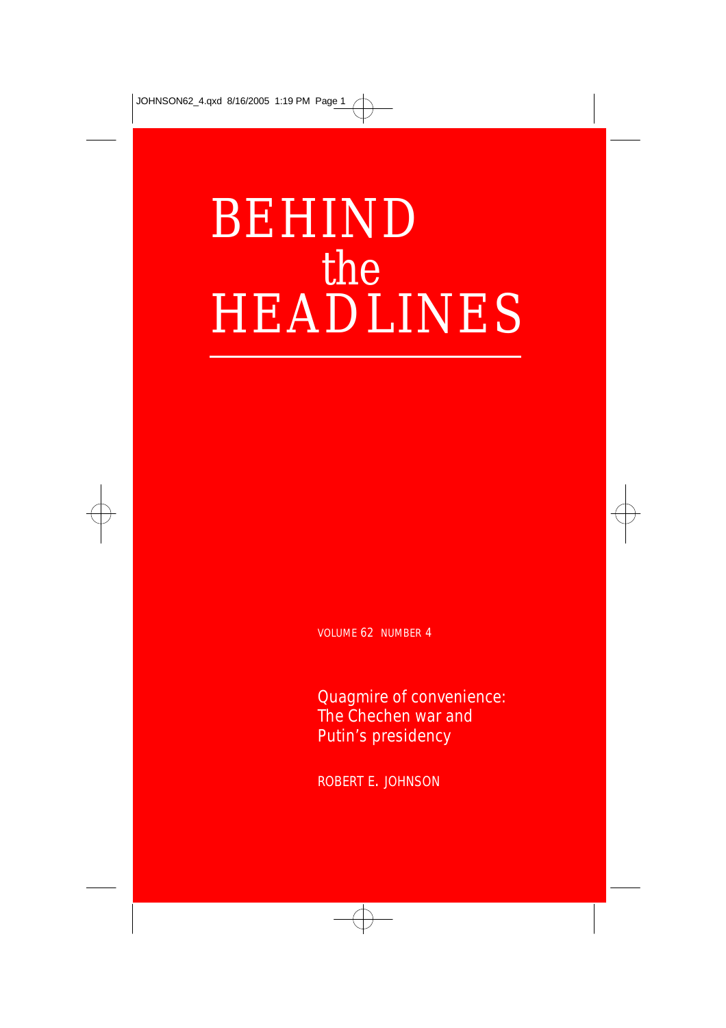# BEHIND the HEADLINES

VOLUME 62 NUMBER 4

## Quagmire of convenience: The Chechen war and Putin's presidency

ROBERT E. JOHNSON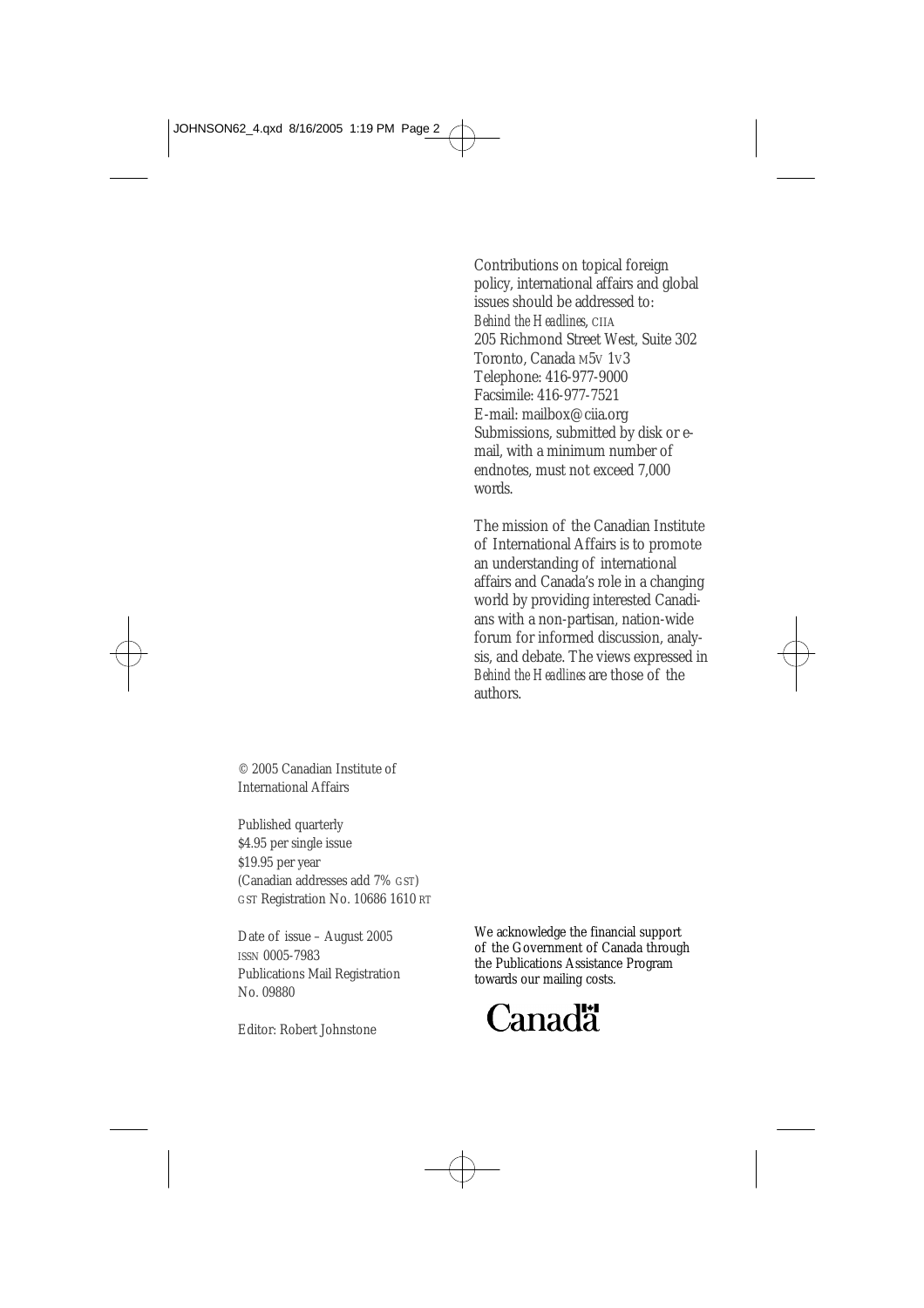Contributions on topical foreign policy, international affairs and global issues should be addressed to:
*Behind the Headlines*, CIIA
205 Richmond Street West, Suite 302
Toronto, Canada M5V 1V3
Telephone: 416-977-9000
Facsimile: 416-977-7521
E-mail: mailbox@ciia.org
Submissions, submitted by disk or e-mail, with a minimum number of endnotes, must not exceed 7,000 words.

The mission of the Canadian Institute of International Affairs is to promote an understanding of international affairs and Canada's role in a changing world by providing interested Canadians with a non-partisan, nation-wide forum for informed discussion, analysis, and debate. The views expressed in *Behind the Headlines* are those of the authors.

© 2005 Canadian Institute of International Affairs

Published quarterly
$4.95 per single issue
$19.95 per year
(Canadian addresses add 7% GST)
GST Registration No. 10686 1610 RT

Date of issue – August 2005
ISSN 0005-7983
Publications Mail Registration No. 09880

Editor: Robert Johnstone

We acknowledge the financial support of the Government of Canada through the Publications Assistance Program towards our mailing costs.

Canada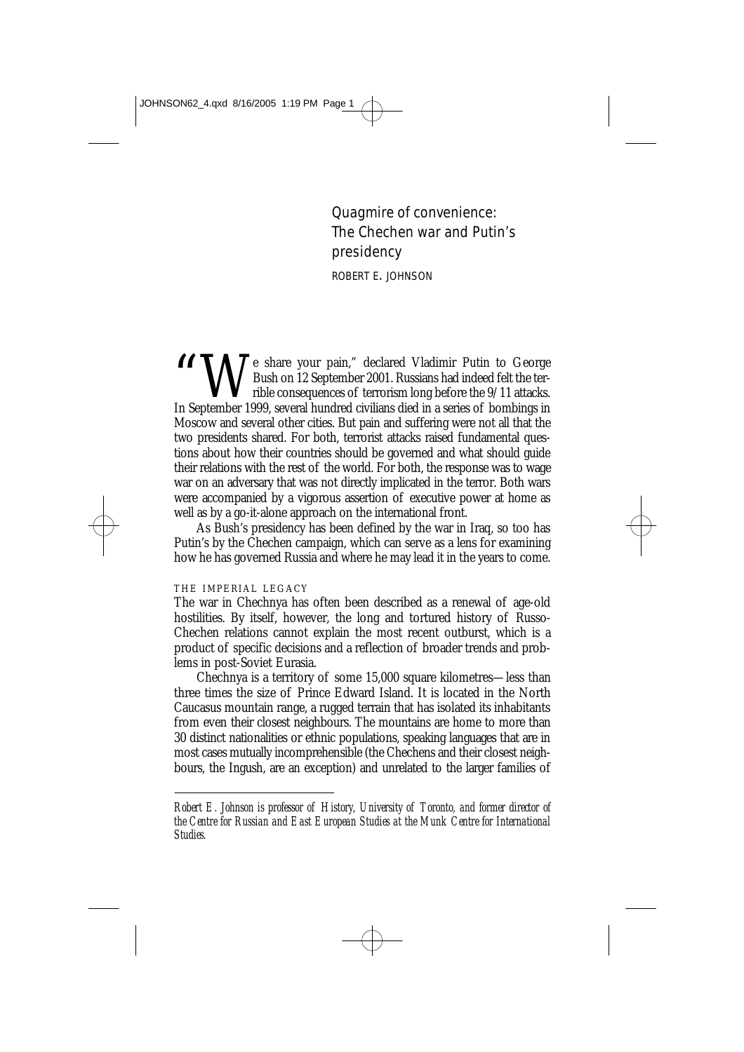# Quagmire of convenience: The Chechen war and Putin's presidency

ROBERT E. JOHNSON

"We share your pain," declared Vladimir Putin to George Bush on 12 September 2001. Russians had indeed felt the terrible consequences of terrorism long before the 9/11 attacks. In September 1999, several hundred civilians died in a series of bombings in Moscow and several other cities. But pain and suffering were not all that the two presidents shared. For both, terrorist attacks raised fundamental questions about how their countries should be governed and what should guide their relations with the rest of the world. For both, the response was to wage war on an adversary that was not directly implicated in the terror. Both wars were accompanied by a vigorous assertion of executive power at home as well as by a go-it-alone approach on the international front.

As Bush's presidency has been defined by the war in Iraq, so too has Putin's by the Chechen campaign, which can serve as a lens for examining how he has governed Russia and where he may lead it in the years to come.

## THE IMPERIAL LEGACY

The war in Chechnya has often been described as a renewal of age-old hostilities. By itself, however, the long and tortured history of Russo-Chechen relations cannot explain the most recent outburst, which is a product of specific decisions and a reflection of broader trends and problems in post-Soviet Eurasia.

Chechnya is a territory of some 15,000 square kilometres—less than three times the size of Prince Edward Island. It is located in the North Caucasus mountain range, a rugged terrain that has isolated its inhabitants from even their closest neighbours. The mountains are home to more than 30 distinct nationalities or ethnic populations, speaking languages that are in most cases mutually incomprehensible (the Chechens and their closest neighbours, the Ingush, are an exception) and unrelated to the larger families of

---

*Robert E. Johnson is professor of History, University of Toronto, and former director of the Centre for Russian and East European Studies at the Munk Centre for International Studies.*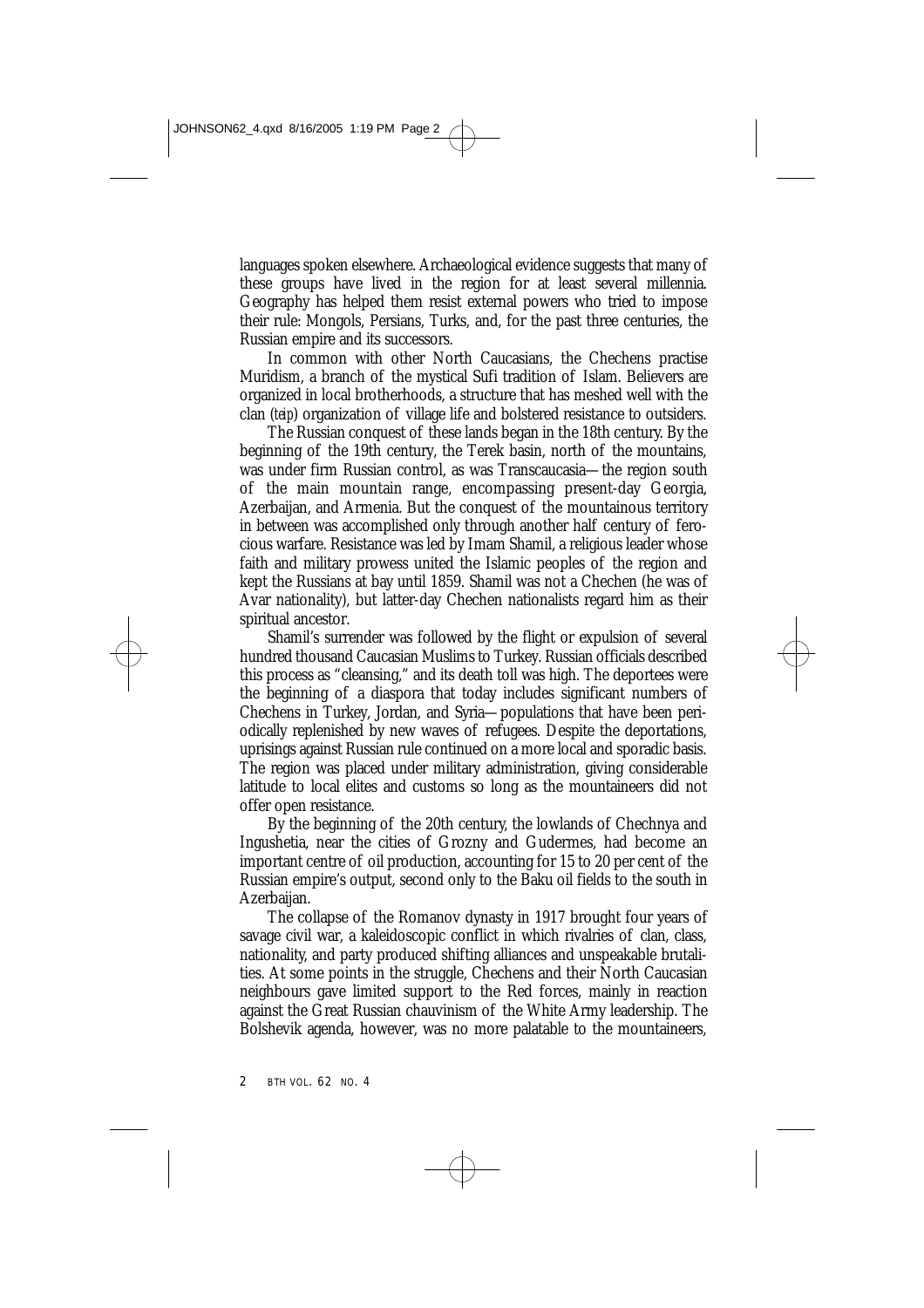languages spoken elsewhere. Archaeological evidence suggests that many of these groups have lived in the region for at least several millennia. Geography has helped them resist external powers who tried to impose their rule: Mongols, Persians, Turks, and, for the past three centuries, the Russian empire and its successors.

In common with other North Caucasians, the Chechens practise Muridism, a branch of the mystical Sufi tradition of Islam. Believers are organized in local brotherhoods, a structure that has meshed well with the clan (*teip*) organization of village life and bolstered resistance to outsiders.

The Russian conquest of these lands began in the 18th century. By the beginning of the 19th century, the Terek basin, north of the mountains, was under firm Russian control, as was Transcaucasia—the region south of the main mountain range, encompassing present-day Georgia, Azerbaijan, and Armenia. But the conquest of the mountainous territory in between was accomplished only through another half century of ferocious warfare. Resistance was led by Imam Shamil, a religious leader whose faith and military prowess united the Islamic peoples of the region and kept the Russians at bay until 1859. Shamil was not a Chechen (he was of Avar nationality), but latter-day Chechen nationalists regard him as their spiritual ancestor.

Shamil's surrender was followed by the flight or expulsion of several hundred thousand Caucasian Muslims to Turkey. Russian officials described this process as "cleansing," and its death toll was high. The deportees were the beginning of a diaspora that today includes significant numbers of Chechens in Turkey, Jordan, and Syria—populations that have been periodically replenished by new waves of refugees. Despite the deportations, uprisings against Russian rule continued on a more local and sporadic basis. The region was placed under military administration, giving considerable latitude to local elites and customs so long as the mountaineers did not offer open resistance.

By the beginning of the 20th century, the lowlands of Chechnya and Ingushetia, near the cities of Grozny and Gudermes, had become an important centre of oil production, accounting for 15 to 20 per cent of the Russian empire's output, second only to the Baku oil fields to the south in Azerbaijan.

The collapse of the Romanov dynasty in 1917 brought four years of savage civil war, a kaleidoscopic conflict in which rivalries of clan, class, nationality, and party produced shifting alliances and unspeakable brutalities. At some points in the struggle, Chechens and their North Caucasian neighbours gave limited support to the Red forces, mainly in reaction against the Great Russian chauvinism of the White Army leadership. The Bolshevik agenda, however, was no more palatable to the mountaineers,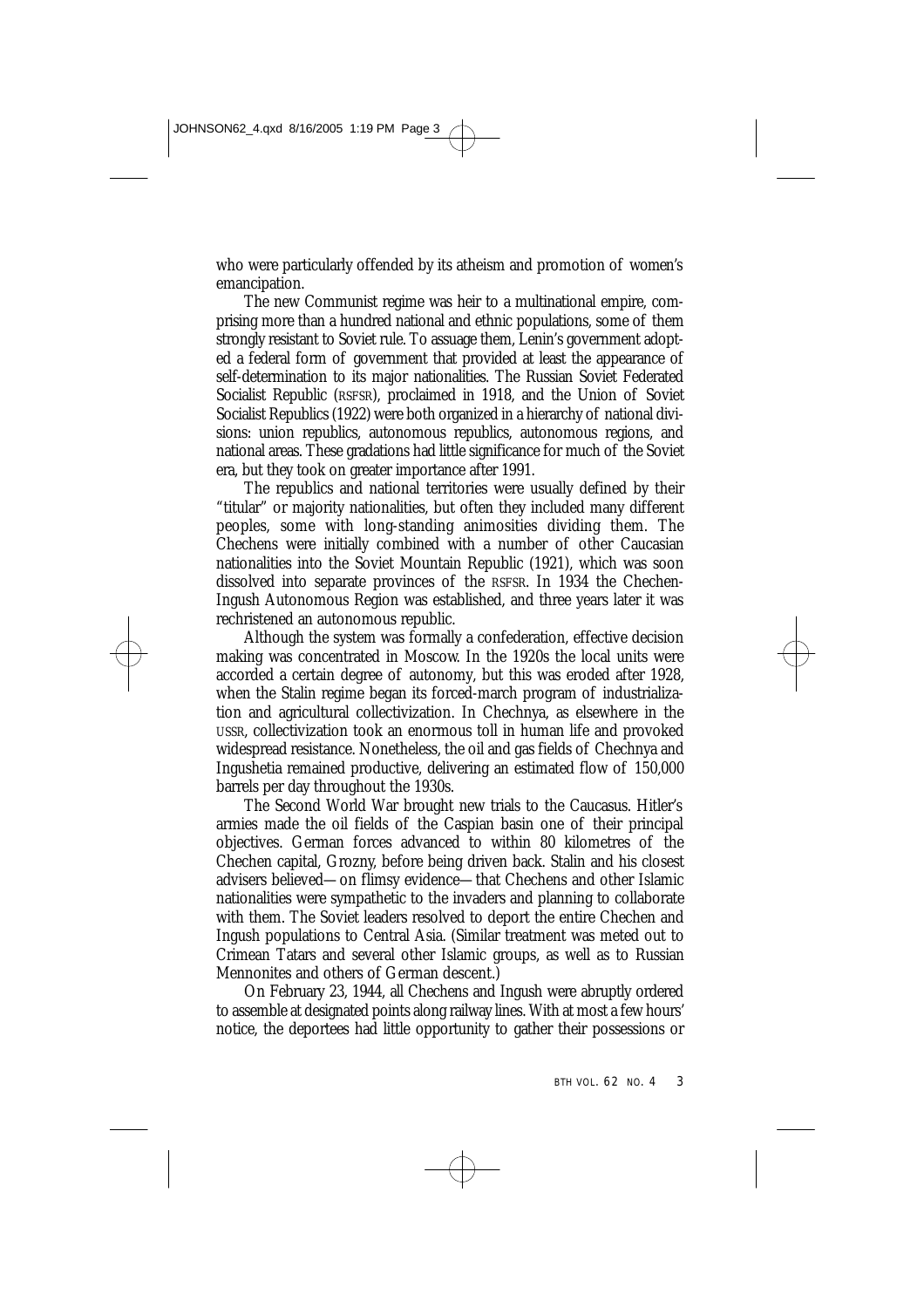who were particularly offended by its atheism and promotion of women's emancipation.

The new Communist regime was heir to a multinational empire, comprising more than a hundred national and ethnic populations, some of them strongly resistant to Soviet rule. To assuage them, Lenin's government adopted a federal form of government that provided at least the appearance of self-determination to its major nationalities. The Russian Soviet Federated Socialist Republic (RSFSR), proclaimed in 1918, and the Union of Soviet Socialist Republics (1922) were both organized in a hierarchy of national divisions: union republics, autonomous republics, autonomous regions, and national areas. These gradations had little significance for much of the Soviet era, but they took on greater importance after 1991.

The republics and national territories were usually defined by their "titular" or majority nationalities, but often they included many different peoples, some with long-standing animosities dividing them. The Chechens were initially combined with a number of other Caucasian nationalities into the Soviet Mountain Republic (1921), which was soon dissolved into separate provinces of the RSFSR. In 1934 the Chechen-Ingush Autonomous Region was established, and three years later it was rechristened an autonomous republic.

Although the system was formally a confederation, effective decision making was concentrated in Moscow. In the 1920s the local units were accorded a certain degree of autonomy, but this was eroded after 1928, when the Stalin regime began its forced-march program of industrialization and agricultural collectivization. In Chechnya, as elsewhere in the USSR, collectivization took an enormous toll in human life and provoked widespread resistance. Nonetheless, the oil and gas fields of Chechnya and Ingushetia remained productive, delivering an estimated flow of 150,000 barrels per day throughout the 1930s.

The Second World War brought new trials to the Caucasus. Hitler's armies made the oil fields of the Caspian basin one of their principal objectives. German forces advanced to within 80 kilometres of the Chechen capital, Grozny, before being driven back. Stalin and his closest advisers believed—on flimsy evidence—that Chechens and other Islamic nationalities were sympathetic to the invaders and planning to collaborate with them. The Soviet leaders resolved to deport the entire Chechen and Ingush populations to Central Asia. (Similar treatment was meted out to Crimean Tatars and several other Islamic groups, as well as to Russian Mennonites and others of German descent.)

On February 23, 1944, all Chechens and Ingush were abruptly ordered to assemble at designated points along railway lines. With at most a few hours' notice, the deportees had little opportunity to gather their possessions or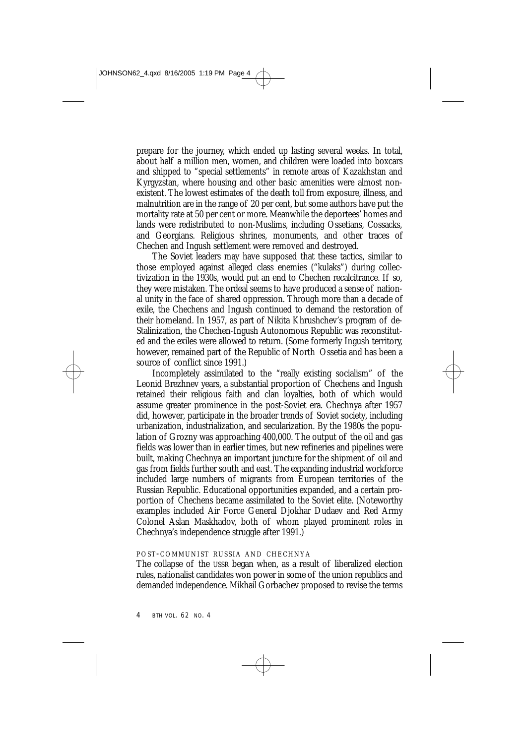prepare for the journey, which ended up lasting several weeks. In total, about half a million men, women, and children were loaded into boxcars and shipped to "special settlements" in remote areas of Kazakhstan and Kyrgyzstan, where housing and other basic amenities were almost nonexistent. The lowest estimates of the death toll from exposure, illness, and malnutrition are in the range of 20 per cent, but some authors have put the mortality rate at 50 per cent or more. Meanwhile the deportees' homes and lands were redistributed to non-Muslims, including Ossetians, Cossacks, and Georgians. Religious shrines, monuments, and other traces of Chechen and Ingush settlement were removed and destroyed.

The Soviet leaders may have supposed that these tactics, similar to those employed against alleged class enemies ("kulaks") during collectivization in the 1930s, would put an end to Chechen recalcitrance. If so, they were mistaken. The ordeal seems to have produced a sense of national unity in the face of shared oppression. Through more than a decade of exile, the Chechens and Ingush continued to demand the restoration of their homeland. In 1957, as part of Nikita Khrushchev's program of de-Stalinization, the Chechen-Ingush Autonomous Republic was reconstituted and the exiles were allowed to return. (Some formerly Ingush territory, however, remained part of the Republic of North Ossetia and has been a source of conflict since 1991.)

Incompletely assimilated to the "really existing socialism" of the Leonid Brezhnev years, a substantial proportion of Chechens and Ingush retained their religious faith and clan loyalties, both of which would assume greater prominence in the post-Soviet era. Chechnya after 1957 did, however, participate in the broader trends of Soviet society, including urbanization, industrialization, and secularization. By the 1980s the population of Grozny was approaching 400,000. The output of the oil and gas fields was lower than in earlier times, but new refineries and pipelines were built, making Chechnya an important juncture for the shipment of oil and gas from fields further south and east. The expanding industrial workforce included large numbers of migrants from European territories of the Russian Republic. Educational opportunities expanded, and a certain proportion of Chechens became assimilated to the Soviet elite. (Noteworthy examples included Air Force General Djokhar Dudaev and Red Army Colonel Aslan Maskhadov, both of whom played prominent roles in Chechnya's independence struggle after 1991.)

## POST-COMMUNIST RUSSIA AND CHECHNYA

The collapse of the USSR began when, as a result of liberalized election rules, nationalist candidates won power in some of the union republics and demanded independence. Mikhail Gorbachev proposed to revise the terms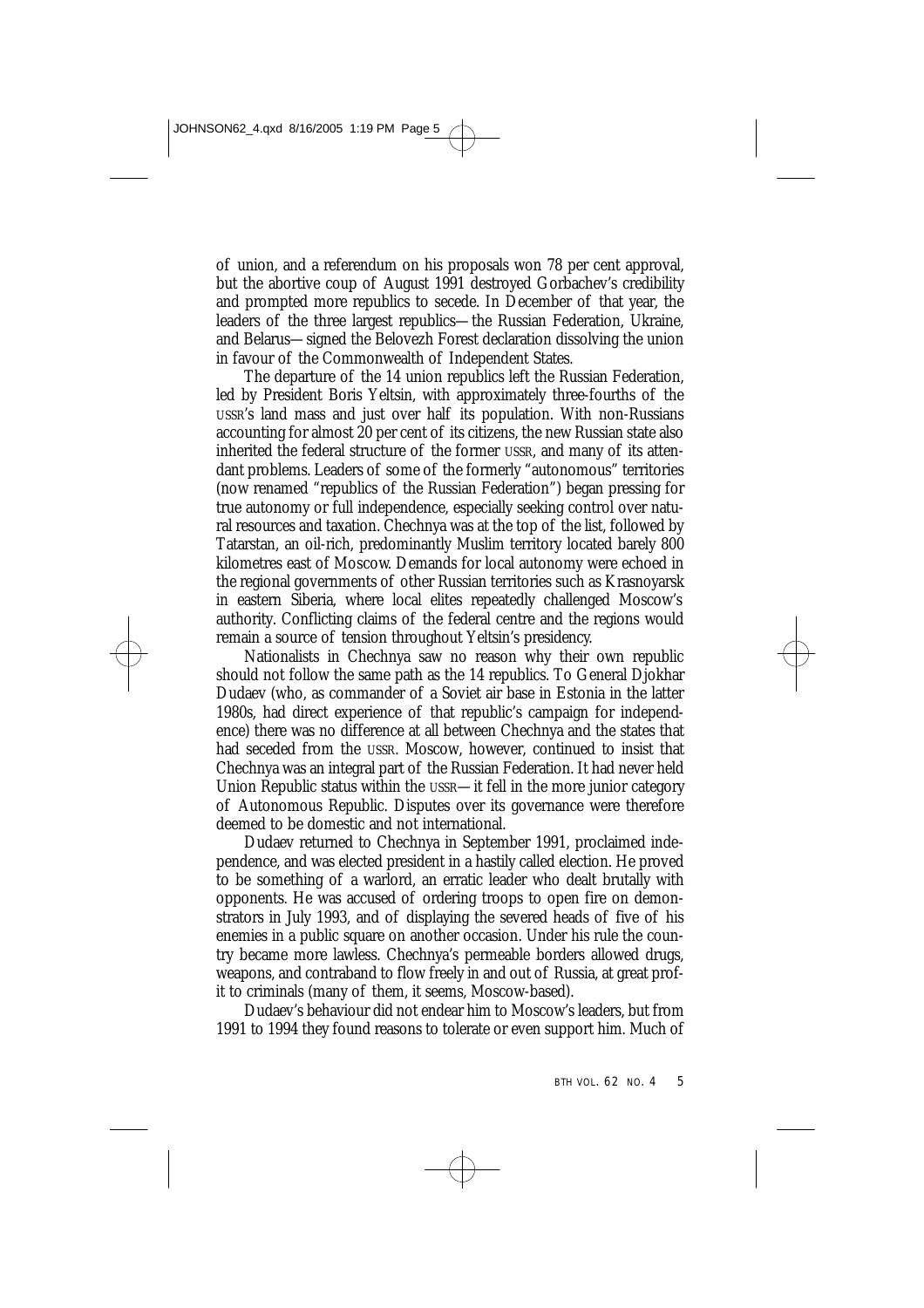of union, and a referendum on his proposals won 78 per cent approval, but the abortive coup of August 1991 destroyed Gorbachev's credibility and prompted more republics to secede. In December of that year, the leaders of the three largest republics—the Russian Federation, Ukraine, and Belarus—signed the Belovezh Forest declaration dissolving the union in favour of the Commonwealth of Independent States.

The departure of the 14 union republics left the Russian Federation, led by President Boris Yeltsin, with approximately three-fourths of the USSR's land mass and just over half its population. With non-Russians accounting for almost 20 per cent of its citizens, the new Russian state also inherited the federal structure of the former USSR, and many of its attendant problems. Leaders of some of the formerly "autonomous" territories (now renamed "republics of the Russian Federation") began pressing for true autonomy or full independence, especially seeking control over natural resources and taxation. Chechnya was at the top of the list, followed by Tatarstan, an oil-rich, predominantly Muslim territory located barely 800 kilometres east of Moscow. Demands for local autonomy were echoed in the regional governments of other Russian territories such as Krasnoyarsk in eastern Siberia, where local elites repeatedly challenged Moscow's authority. Conflicting claims of the federal centre and the regions would remain a source of tension throughout Yeltsin's presidency.

Nationalists in Chechnya saw no reason why their own republic should not follow the same path as the 14 republics. To General Djokhar Dudaev (who, as commander of a Soviet air base in Estonia in the latter 1980s, had direct experience of that republic's campaign for independence) there was no difference at all between Chechnya and the states that had seceded from the USSR. Moscow, however, continued to insist that Chechnya was an integral part of the Russian Federation. It had never held Union Republic status within the USSR—it fell in the more junior category of Autonomous Republic. Disputes over its governance were therefore deemed to be domestic and not international.

Dudaev returned to Chechnya in September 1991, proclaimed independence, and was elected president in a hastily called election. He proved to be something of a warlord, an erratic leader who dealt brutally with opponents. He was accused of ordering troops to open fire on demonstrators in July 1993, and of displaying the severed heads of five of his enemies in a public square on another occasion. Under his rule the country became more lawless. Chechnya's permeable borders allowed drugs, weapons, and contraband to flow freely in and out of Russia, at great profit to criminals (many of them, it seems, Moscow-based).

Dudaev's behaviour did not endear him to Moscow's leaders, but from 1991 to 1994 they found reasons to tolerate or even support him. Much of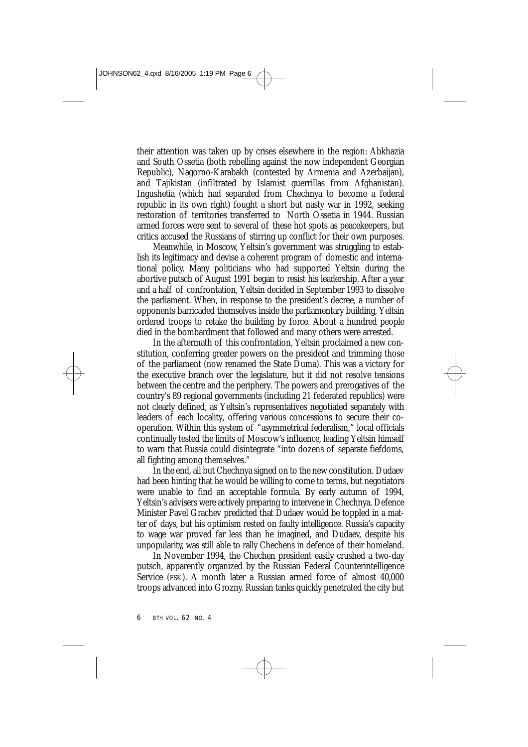their attention was taken up by crises elsewhere in the region: Abkhazia and South Ossetia (both rebelling against the now independent Georgian Republic), Nagorno-Karabakh (contested by Armenia and Azerbaijan), and Tajikistan (infiltrated by Islamist guerrillas from Afghanistan). Ingushetia (which had separated from Chechnya to become a federal republic in its own right) fought a short but nasty war in 1992, seeking restoration of territories transferred to North Ossetia in 1944. Russian armed forces were sent to several of these hot spots as peacekeepers, but critics accused the Russians of stirring up conflict for their own purposes.

Meanwhile, in Moscow, Yeltsin's government was struggling to establish its legitimacy and devise a coherent program of domestic and international policy. Many politicians who had supported Yeltsin during the abortive putsch of August 1991 began to resist his leadership. After a year and a half of confrontation, Yeltsin decided in September 1993 to dissolve the parliament. When, in response to the president's decree, a number of opponents barricaded themselves inside the parliamentary building, Yeltsin ordered troops to retake the building by force. About a hundred people died in the bombardment that followed and many others were arrested.

In the aftermath of this confrontation, Yeltsin proclaimed a new constitution, conferring greater powers on the president and trimming those of the parliament (now renamed the State Duma). This was a victory for the executive branch over the legislature, but it did not resolve tensions between the centre and the periphery. The powers and prerogatives of the country's 89 regional governments (including 21 federated republics) were not clearly defined, as Yeltsin's representatives negotiated separately with leaders of each locality, offering various concessions to secure their co-operation. Within this system of "asymmetrical federalism," local officials continually tested the limits of Moscow's influence, leading Yeltsin himself to warn that Russia could disintegrate "into dozens of separate fiefdoms, all fighting among themselves."

In the end, all but Chechnya signed on to the new constitution. Dudaev had been hinting that he would be willing to come to terms, but negotiators were unable to find an acceptable formula. By early autumn of 1994, Yeltsin's advisers were actively preparing to intervene in Chechnya. Defence Minister Pavel Grachev predicted that Dudaev would be toppled in a matter of days, but his optimism rested on faulty intelligence. Russia's capacity to wage war proved far less than he imagined, and Dudaev, despite his unpopularity, was still able to rally Chechens in defence of their homeland.

In November 1994, the Chechen president easily crushed a two-day putsch, apparently organized by the Russian Federal Counterintelligence Service (FSK). A month later a Russian armed force of almost 40,000 troops advanced into Grozny. Russian tanks quickly penetrated the city but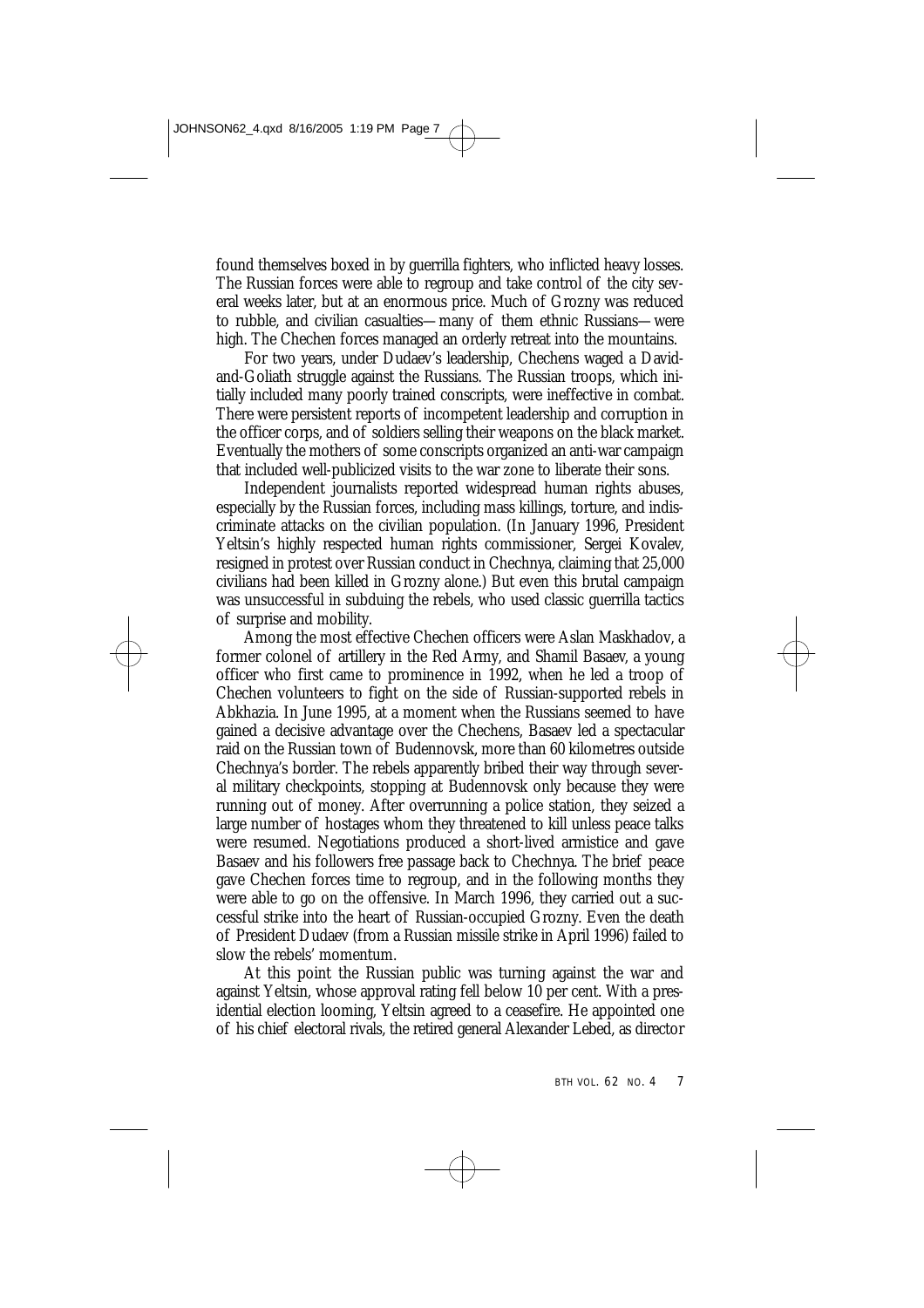found themselves boxed in by guerrilla fighters, who inflicted heavy losses. The Russian forces were able to regroup and take control of the city several weeks later, but at an enormous price. Much of Grozny was reduced to rubble, and civilian casualties—many of them ethnic Russians—were high. The Chechen forces managed an orderly retreat into the mountains.

For two years, under Dudaev's leadership, Chechens waged a David-and-Goliath struggle against the Russians. The Russian troops, which initially included many poorly trained conscripts, were ineffective in combat. There were persistent reports of incompetent leadership and corruption in the officer corps, and of soldiers selling their weapons on the black market. Eventually the mothers of some conscripts organized an anti-war campaign that included well-publicized visits to the war zone to liberate their sons.

Independent journalists reported widespread human rights abuses, especially by the Russian forces, including mass killings, torture, and indiscriminate attacks on the civilian population. (In January 1996, President Yeltsin's highly respected human rights commissioner, Sergei Kovalev, resigned in protest over Russian conduct in Chechnya, claiming that 25,000 civilians had been killed in Grozny alone.) But even this brutal campaign was unsuccessful in subduing the rebels, who used classic guerrilla tactics of surprise and mobility.

Among the most effective Chechen officers were Aslan Maskhadov, a former colonel of artillery in the Red Army, and Shamil Basaev, a young officer who first came to prominence in 1992, when he led a troop of Chechen volunteers to fight on the side of Russian-supported rebels in Abkhazia. In June 1995, at a moment when the Russians seemed to have gained a decisive advantage over the Chechens, Basaev led a spectacular raid on the Russian town of Budennovsk, more than 60 kilometres outside Chechnya's border. The rebels apparently bribed their way through several military checkpoints, stopping at Budennovsk only because they were running out of money. After overrunning a police station, they seized a large number of hostages whom they threatened to kill unless peace talks were resumed. Negotiations produced a short-lived armistice and gave Basaev and his followers free passage back to Chechnya. The brief peace gave Chechen forces time to regroup, and in the following months they were able to go on the offensive. In March 1996, they carried out a successful strike into the heart of Russian-occupied Grozny. Even the death of President Dudaev (from a Russian missile strike in April 1996) failed to slow the rebels' momentum.

At this point the Russian public was turning against the war and against Yeltsin, whose approval rating fell below 10 per cent. With a presidential election looming, Yeltsin agreed to a ceasefire. He appointed one of his chief electoral rivals, the retired general Alexander Lebed, as director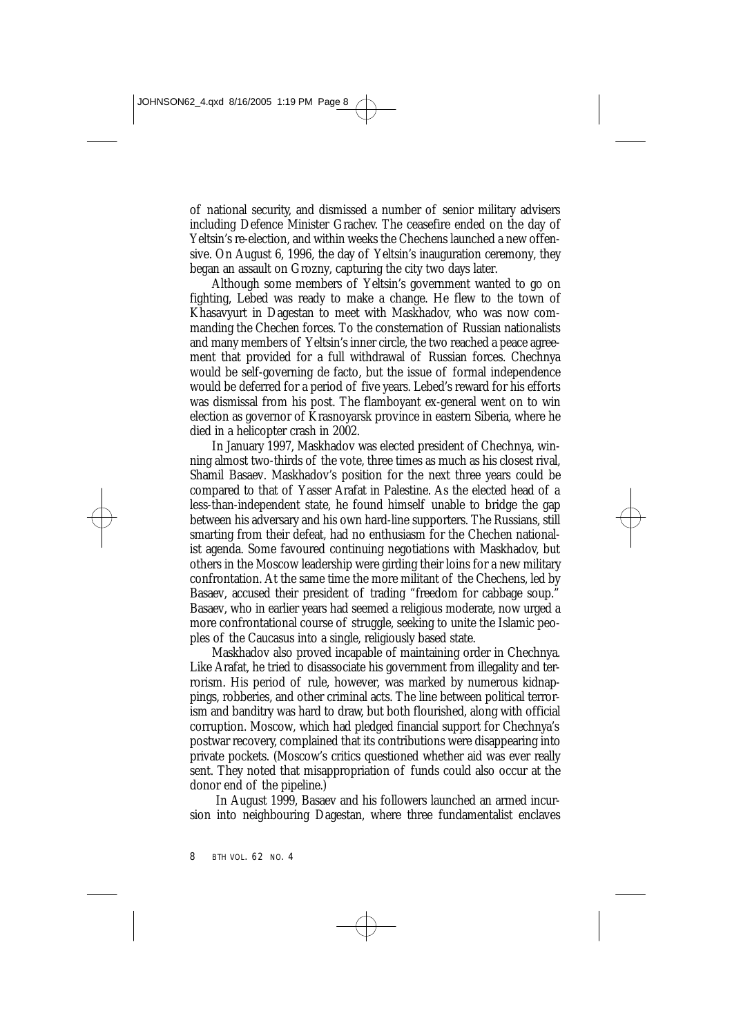of national security, and dismissed a number of senior military advisers including Defence Minister Grachev. The ceasefire ended on the day of Yeltsin's re-election, and within weeks the Chechens launched a new offensive. On August 6, 1996, the day of Yeltsin's inauguration ceremony, they began an assault on Grozny, capturing the city two days later.

Although some members of Yeltsin's government wanted to go on fighting, Lebed was ready to make a change. He flew to the town of Khasavyurt in Dagestan to meet with Maskhadov, who was now commanding the Chechen forces. To the consternation of Russian nationalists and many members of Yeltsin's inner circle, the two reached a peace agreement that provided for a full withdrawal of Russian forces. Chechnya would be self-governing de facto, but the issue of formal independence would be deferred for a period of five years. Lebed's reward for his efforts was dismissal from his post. The flamboyant ex-general went on to win election as governor of Krasnoyarsk province in eastern Siberia, where he died in a helicopter crash in 2002.

In January 1997, Maskhadov was elected president of Chechnya, winning almost two-thirds of the vote, three times as much as his closest rival, Shamil Basaev. Maskhadov's position for the next three years could be compared to that of Yasser Arafat in Palestine. As the elected head of a less-than-independent state, he found himself unable to bridge the gap between his adversary and his own hard-line supporters. The Russians, still smarting from their defeat, had no enthusiasm for the Chechen nationalist agenda. Some favoured continuing negotiations with Maskhadov, but others in the Moscow leadership were girding their loins for a new military confrontation. At the same time the more militant of the Chechens, led by Basaev, accused their president of trading "freedom for cabbage soup." Basaev, who in earlier years had seemed a religious moderate, now urged a more confrontational course of struggle, seeking to unite the Islamic peoples of the Caucasus into a single, religiously based state.

Maskhadov also proved incapable of maintaining order in Chechnya. Like Arafat, he tried to disassociate his government from illegality and terrorism. His period of rule, however, was marked by numerous kidnappings, robberies, and other criminal acts. The line between political terrorism and banditry was hard to draw, but both flourished, along with official corruption. Moscow, which had pledged financial support for Chechnya's postwar recovery, complained that its contributions were disappearing into private pockets. (Moscow's critics questioned whether aid was ever really sent. They noted that misappropriation of funds could also occur at the donor end of the pipeline.)

In August 1999, Basaev and his followers launched an armed incursion into neighbouring Dagestan, where three fundamentalist enclaves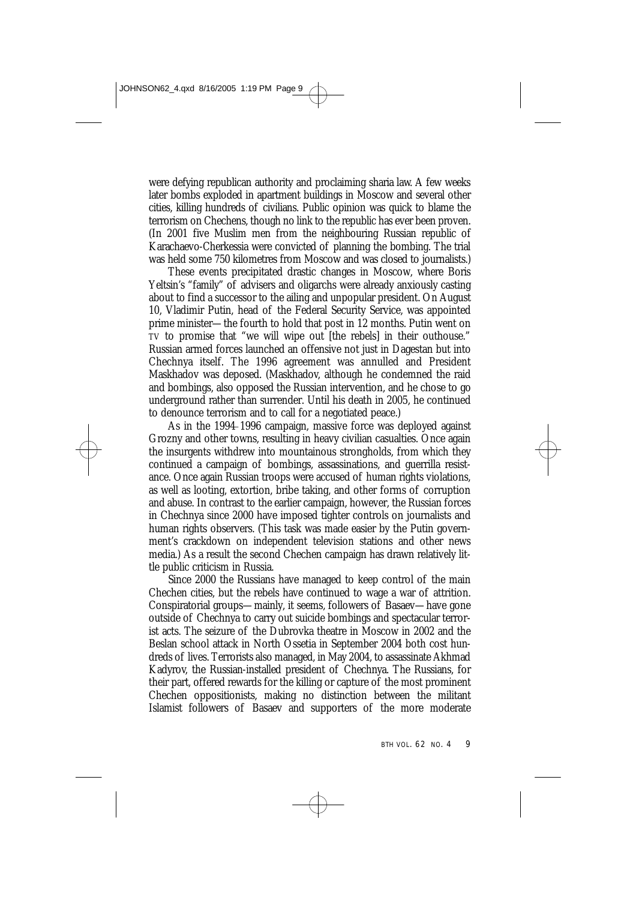were defying republican authority and proclaiming sharia law. A few weeks later bombs exploded in apartment buildings in Moscow and several other cities, killing hundreds of civilians. Public opinion was quick to blame the terrorism on Chechens, though no link to the republic has ever been proven. (In 2001 five Muslim men from the neighbouring Russian republic of Karachaevo-Cherkessia were convicted of planning the bombing. The trial was held some 750 kilometres from Moscow and was closed to journalists.)

These events precipitated drastic changes in Moscow, where Boris Yeltsin's "family" of advisers and oligarchs were already anxiously casting about to find a successor to the ailing and unpopular president. On August 10, Vladimir Putin, head of the Federal Security Service, was appointed prime minister—the fourth to hold that post in 12 months. Putin went on TV to promise that "we will wipe out [the rebels] in their outhouse." Russian armed forces launched an offensive not just in Dagestan but into Chechnya itself. The 1996 agreement was annulled and President Maskhadov was deposed. (Maskhadov, although he condemned the raid and bombings, also opposed the Russian intervention, and he chose to go underground rather than surrender. Until his death in 2005, he continued to denounce terrorism and to call for a negotiated peace.)

As in the 1994–1996 campaign, massive force was deployed against Grozny and other towns, resulting in heavy civilian casualties. Once again the insurgents withdrew into mountainous strongholds, from which they continued a campaign of bombings, assassinations, and guerrilla resistance. Once again Russian troops were accused of human rights violations, as well as looting, extortion, bribe taking, and other forms of corruption and abuse. In contrast to the earlier campaign, however, the Russian forces in Chechnya since 2000 have imposed tighter controls on journalists and human rights observers. (This task was made easier by the Putin government's crackdown on independent television stations and other news media.) As a result the second Chechen campaign has drawn relatively little public criticism in Russia.

Since 2000 the Russians have managed to keep control of the main Chechen cities, but the rebels have continued to wage a war of attrition. Conspiratorial groups—mainly, it seems, followers of Basaev—have gone outside of Chechnya to carry out suicide bombings and spectacular terrorist acts. The seizure of the Dubrovka theatre in Moscow in 2002 and the Beslan school attack in North Ossetia in September 2004 both cost hundreds of lives. Terrorists also managed, in May 2004, to assassinate Akhmad Kadyrov, the Russian-installed president of Chechnya. The Russians, for their part, offered rewards for the killing or capture of the most prominent Chechen oppositionists, making no distinction between the militant Islamist followers of Basaev and supporters of the more moderate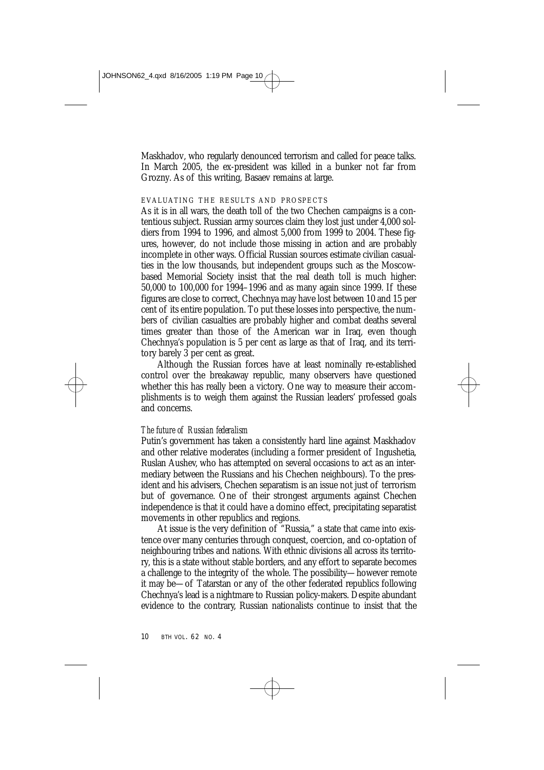Maskhadov, who regularly denounced terrorism and called for peace talks. In March 2005, the ex-president was killed in a bunker not far from Grozny. As of this writing, Basaev remains at large.

## EVALUATING THE RESULTS AND PROSPECTS

As it is in all wars, the death toll of the two Chechen campaigns is a contentious subject. Russian army sources claim they lost just under 4,000 soldiers from 1994 to 1996, and almost 5,000 from 1999 to 2004. These figures, however, do not include those missing in action and are probably incomplete in other ways. Official Russian sources estimate civilian casualties in the low thousands, but independent groups such as the Moscow-based Memorial Society insist that the real death toll is much higher: 50,000 to 100,000 for 1994–1996 and as many again since 1999. If these figures are close to correct, Chechnya may have lost between 10 and 15 per cent of its entire population. To put these losses into perspective, the numbers of civilian casualties are probably higher and combat deaths several times greater than those of the American war in Iraq, even though Chechnya's population is 5 per cent as large as that of Iraq, and its territory barely 3 per cent as great.

Although the Russian forces have at least nominally re-established control over the breakaway republic, many observers have questioned whether this has really been a victory. One way to measure their accomplishments is to weigh them against the Russian leaders' professed goals and concerns.

### *The future of Russian federalism*

Putin's government has taken a consistently hard line against Maskhadov and other relative moderates (including a former president of Ingushetia, Ruslan Aushev, who has attempted on several occasions to act as an intermediary between the Russians and his Chechen neighbours). To the president and his advisers, Chechen separatism is an issue not just of terrorism but of governance. One of their strongest arguments against Chechen independence is that it could have a domino effect, precipitating separatist movements in other republics and regions.

At issue is the very definition of "Russia," a state that came into existence over many centuries through conquest, coercion, and co-optation of neighbouring tribes and nations. With ethnic divisions all across its territory, this is a state without stable borders, and any effort to separate becomes a challenge to the integrity of the whole. The possibility—however remote it may be—of Tatarstan or any of the other federated republics following Chechnya's lead is a nightmare to Russian policy-makers. Despite abundant evidence to the contrary, Russian nationalists continue to insist that the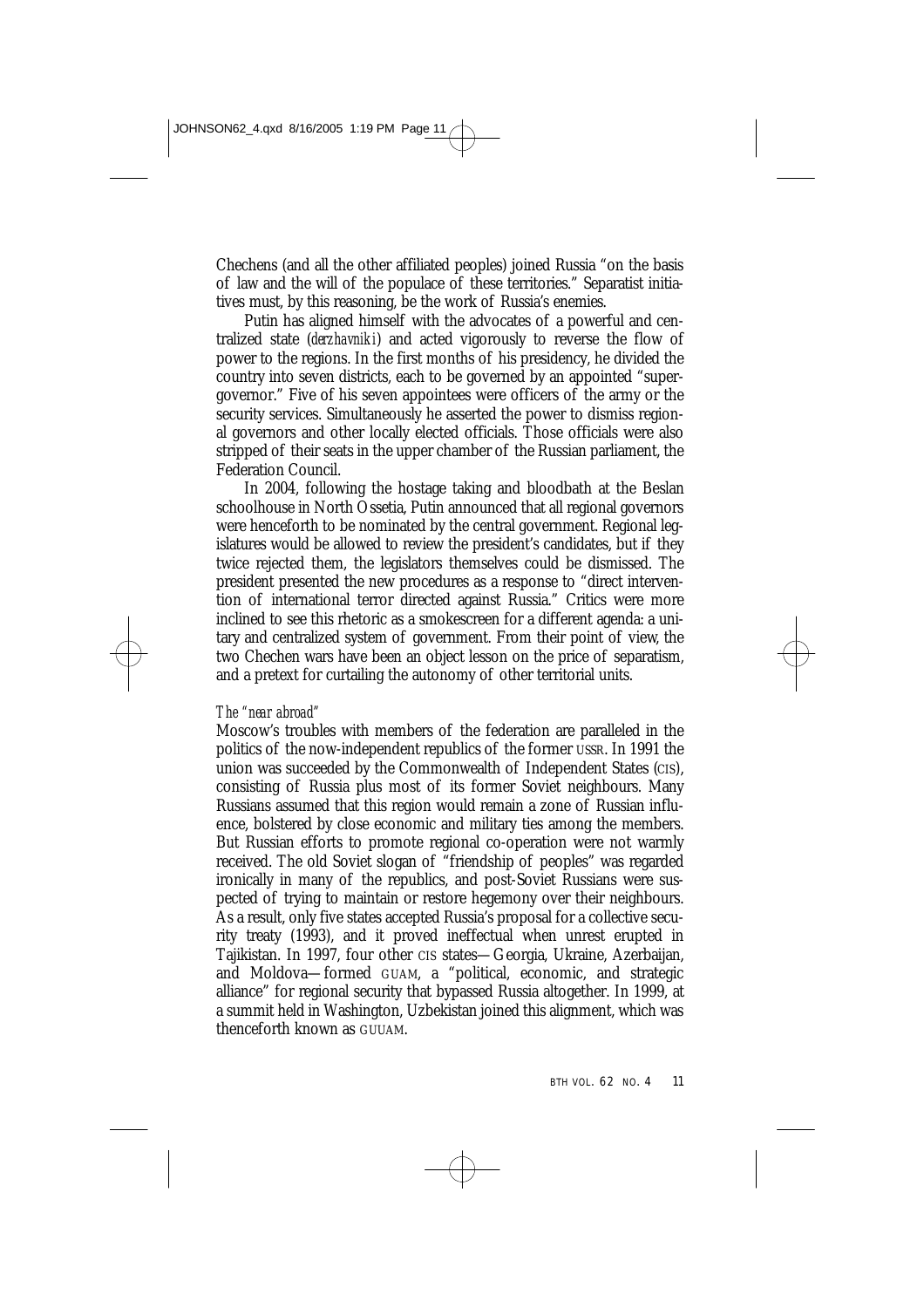Chechens (and all the other affiliated peoples) joined Russia "on the basis of law and the will of the populace of these territories." Separatist initiatives must, by this reasoning, be the work of Russia's enemies.

Putin has aligned himself with the advocates of a powerful and centralized state (*derzhavniki*) and acted vigorously to reverse the flow of power to the regions. In the first months of his presidency, he divided the country into seven districts, each to be governed by an appointed "supergovernor." Five of his seven appointees were officers of the army or the security services. Simultaneously he asserted the power to dismiss regional governors and other locally elected officials. Those officials were also stripped of their seats in the upper chamber of the Russian parliament, the Federation Council.

In 2004, following the hostage taking and bloodbath at the Beslan schoolhouse in North Ossetia, Putin announced that all regional governors were henceforth to be nominated by the central government. Regional legislatures would be allowed to review the president's candidates, but if they twice rejected them, the legislators themselves could be dismissed. The president presented the new procedures as a response to "direct intervention of international terror directed against Russia." Critics were more inclined to see this rhetoric as a smokescreen for a different agenda: a unitary and centralized system of government. From their point of view, the two Chechen wars have been an object lesson on the price of separatism, and a pretext for curtailing the autonomy of other territorial units.

### *The "near abroad"*

Moscow's troubles with members of the federation are paralleled in the politics of the now-independent republics of the former USSR. In 1991 the union was succeeded by the Commonwealth of Independent States (CIS), consisting of Russia plus most of its former Soviet neighbours. Many Russians assumed that this region would remain a zone of Russian influence, bolstered by close economic and military ties among the members. But Russian efforts to promote regional co-operation were not warmly received. The old Soviet slogan of "friendship of peoples" was regarded ironically in many of the republics, and post-Soviet Russians were suspected of trying to maintain or restore hegemony over their neighbours. As a result, only five states accepted Russia's proposal for a collective security treaty (1993), and it proved ineffectual when unrest erupted in Tajikistan. In 1997, four other CIS states—Georgia, Ukraine, Azerbaijan, and Moldova—formed GUAM, a "political, economic, and strategic alliance" for regional security that bypassed Russia altogether. In 1999, at a summit held in Washington, Uzbekistan joined this alignment, which was thenceforth known as GUUAM.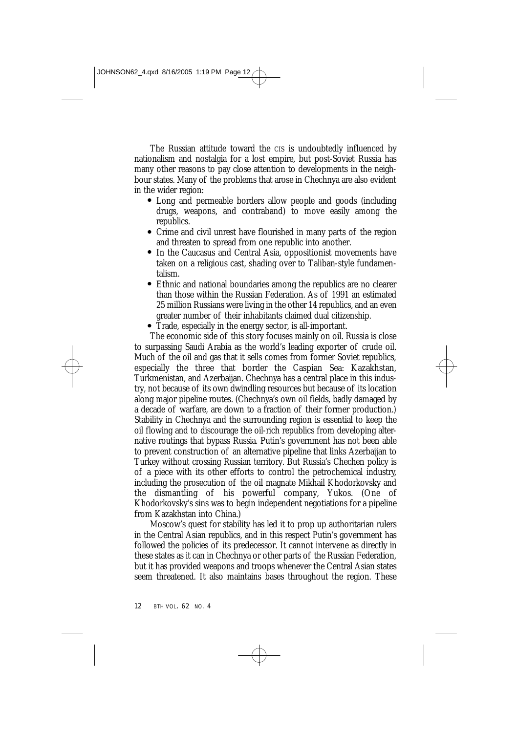The Russian attitude toward the CIS is undoubtedly influenced by nationalism and nostalgia for a lost empire, but post-Soviet Russia has many other reasons to pay close attention to developments in the neighbour states. Many of the problems that arose in Chechnya are also evident in the wider region:

- Long and permeable borders allow people and goods (including drugs, weapons, and contraband) to move easily among the republics.
- Crime and civil unrest have flourished in many parts of the region and threaten to spread from one republic into another.
- In the Caucasus and Central Asia, oppositionist movements have taken on a religious cast, shading over to Taliban-style fundamentalism.
- Ethnic and national boundaries among the republics are no clearer than those within the Russian Federation. As of 1991 an estimated 25 million Russians were living in the other 14 republics, and an even greater number of their inhabitants claimed dual citizenship.
- Trade, especially in the energy sector, is all-important.

The economic side of this story focuses mainly on oil. Russia is close to surpassing Saudi Arabia as the world's leading exporter of crude oil. Much of the oil and gas that it sells comes from former Soviet republics, especially the three that border the Caspian Sea: Kazakhstan, Turkmenistan, and Azerbaijan. Chechnya has a central place in this industry, not because of its own dwindling resources but because of its location along major pipeline routes. (Chechnya's own oil fields, badly damaged by a decade of warfare, are down to a fraction of their former production.) Stability in Chechnya and the surrounding region is essential to keep the oil flowing and to discourage the oil-rich republics from developing alternative routings that bypass Russia. Putin's government has not been able to prevent construction of an alternative pipeline that links Azerbaijan to Turkey without crossing Russian territory. But Russia's Chechen policy is of a piece with its other efforts to control the petrochemical industry, including the prosecution of the oil magnate Mikhail Khodorkovsky and the dismantling of his powerful company, Yukos. (One of Khodorkovsky's sins was to begin independent negotiations for a pipeline from Kazakhstan into China.)

Moscow's quest for stability has led it to prop up authoritarian rulers in the Central Asian republics, and in this respect Putin's government has followed the policies of its predecessor. It cannot intervene as directly in these states as it can in Chechnya or other parts of the Russian Federation, but it has provided weapons and troops whenever the Central Asian states seem threatened. It also maintains bases throughout the region. These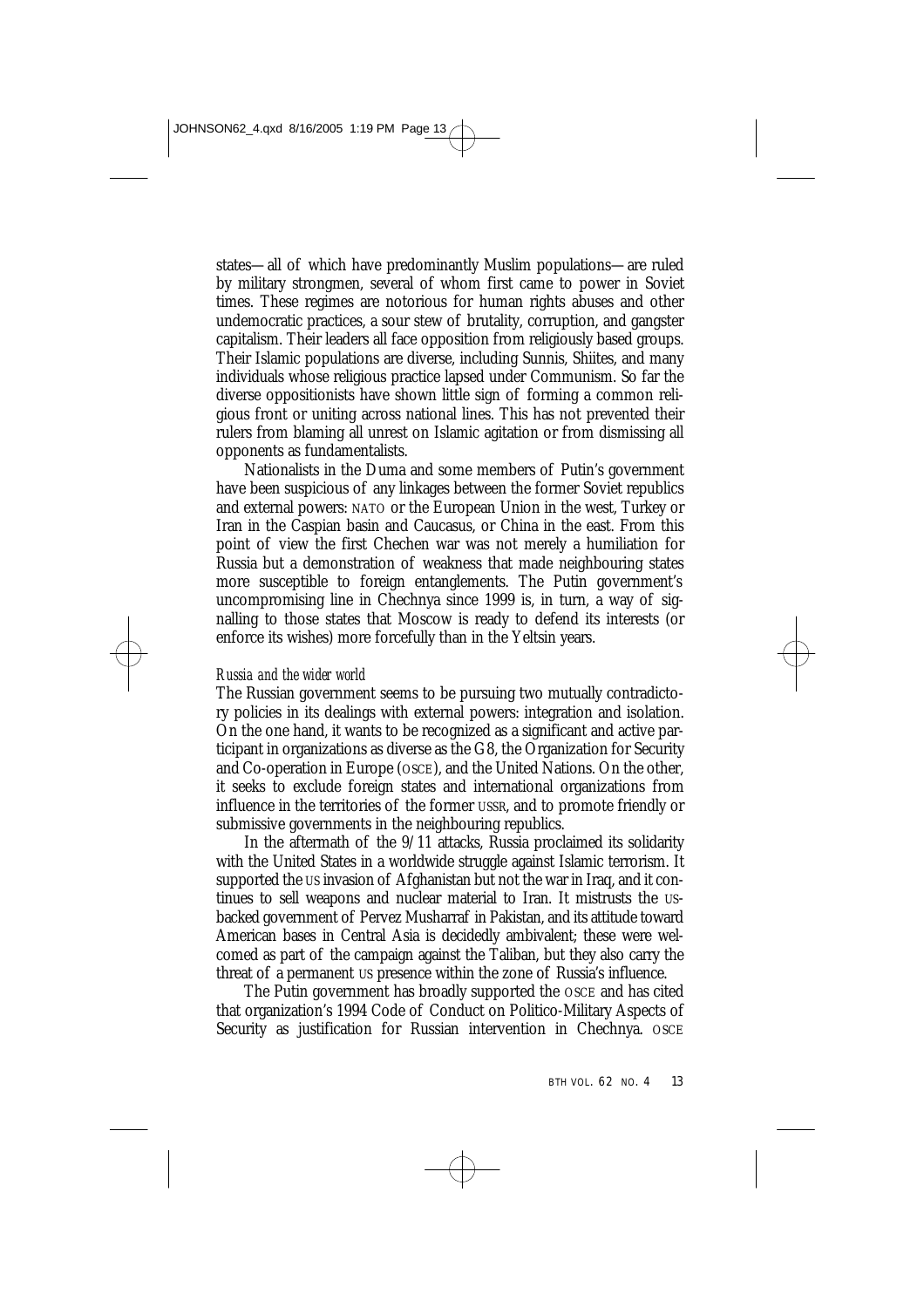states—all of which have predominantly Muslim populations—are ruled by military strongmen, several of whom first came to power in Soviet times. These regimes are notorious for human rights abuses and other undemocratic practices, a sour stew of brutality, corruption, and gangster capitalism. Their leaders all face opposition from religiously based groups. Their Islamic populations are diverse, including Sunnis, Shiites, and many individuals whose religious practice lapsed under Communism. So far the diverse oppositionists have shown little sign of forming a common religious front or uniting across national lines. This has not prevented their rulers from blaming all unrest on Islamic agitation or from dismissing all opponents as fundamentalists.

Nationalists in the Duma and some members of Putin's government have been suspicious of any linkages between the former Soviet republics and external powers: NATO or the European Union in the west, Turkey or Iran in the Caspian basin and Caucasus, or China in the east. From this point of view the first Chechen war was not merely a humiliation for Russia but a demonstration of weakness that made neighbouring states more susceptible to foreign entanglements. The Putin government's uncompromising line in Chechnya since 1999 is, in turn, a way of signalling to those states that Moscow is ready to defend its interests (or enforce its wishes) more forcefully than in the Yeltsin years.

### *Russia and the wider world*

The Russian government seems to be pursuing two mutually contradictory policies in its dealings with external powers: integration and isolation. On the one hand, it wants to be recognized as a significant and active participant in organizations as diverse as the G8, the Organization for Security and Co-operation in Europe (OSCE), and the United Nations. On the other, it seeks to exclude foreign states and international organizations from influence in the territories of the former USSR, and to promote friendly or submissive governments in the neighbouring republics.

In the aftermath of the 9/11 attacks, Russia proclaimed its solidarity with the United States in a worldwide struggle against Islamic terrorism. It supported the US invasion of Afghanistan but not the war in Iraq, and it continues to sell weapons and nuclear material to Iran. It mistrusts the US-backed government of Pervez Musharraf in Pakistan, and its attitude toward American bases in Central Asia is decidedly ambivalent; these were welcomed as part of the campaign against the Taliban, but they also carry the threat of a permanent US presence within the zone of Russia's influence.

The Putin government has broadly supported the OSCE and has cited that organization's 1994 Code of Conduct on Politico-Military Aspects of Security as justification for Russian intervention in Chechnya. OSCE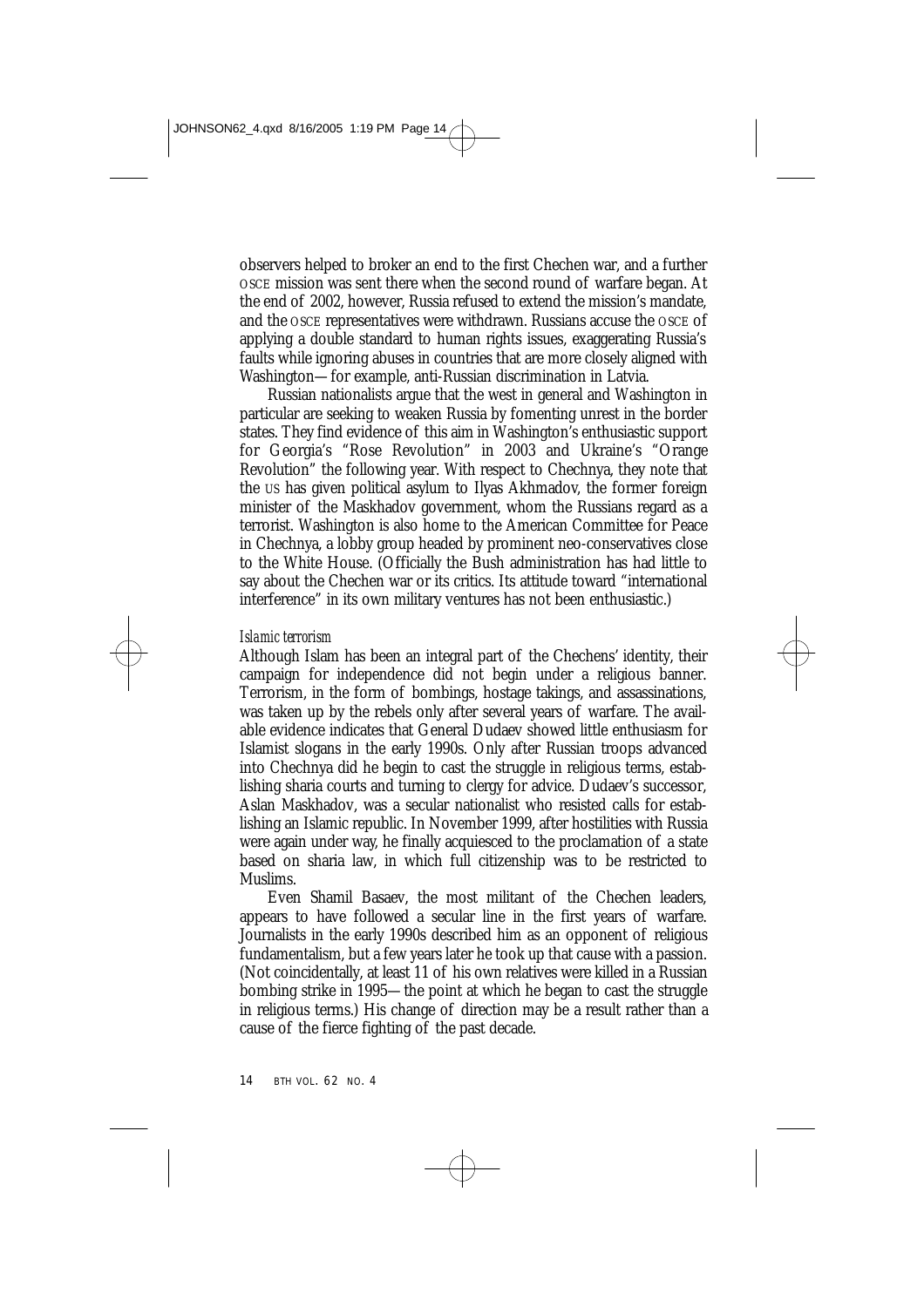observers helped to broker an end to the first Chechen war, and a further OSCE mission was sent there when the second round of warfare began. At the end of 2002, however, Russia refused to extend the mission's mandate, and the OSCE representatives were withdrawn. Russians accuse the OSCE of applying a double standard to human rights issues, exaggerating Russia's faults while ignoring abuses in countries that are more closely aligned with Washington—for example, anti-Russian discrimination in Latvia.

Russian nationalists argue that the west in general and Washington in particular are seeking to weaken Russia by fomenting unrest in the border states. They find evidence of this aim in Washington's enthusiastic support for Georgia's "Rose Revolution" in 2003 and Ukraine's "Orange Revolution" the following year. With respect to Chechnya, they note that the US has given political asylum to Ilyas Akhmadov, the former foreign minister of the Maskhadov government, whom the Russians regard as a terrorist. Washington is also home to the American Committee for Peace in Chechnya, a lobby group headed by prominent neo-conservatives close to the White House. (Officially the Bush administration has had little to say about the Chechen war or its critics. Its attitude toward "international interference" in its own military ventures has not been enthusiastic.)

### *Islamic terrorism*

Although Islam has been an integral part of the Chechens' identity, their campaign for independence did not begin under a religious banner. Terrorism, in the form of bombings, hostage takings, and assassinations, was taken up by the rebels only after several years of warfare. The available evidence indicates that General Dudaev showed little enthusiasm for Islamist slogans in the early 1990s. Only after Russian troops advanced into Chechnya did he begin to cast the struggle in religious terms, establishing sharia courts and turning to clergy for advice. Dudaev's successor, Aslan Maskhadov, was a secular nationalist who resisted calls for establishing an Islamic republic. In November 1999, after hostilities with Russia were again under way, he finally acquiesced to the proclamation of a state based on sharia law, in which full citizenship was to be restricted to Muslims.

Even Shamil Basaev, the most militant of the Chechen leaders, appears to have followed a secular line in the first years of warfare. Journalists in the early 1990s described him as an opponent of religious fundamentalism, but a few years later he took up that cause with a passion. (Not coincidentally, at least 11 of his own relatives were killed in a Russian bombing strike in 1995—the point at which he began to cast the struggle in religious terms.) His change of direction may be a result rather than a cause of the fierce fighting of the past decade.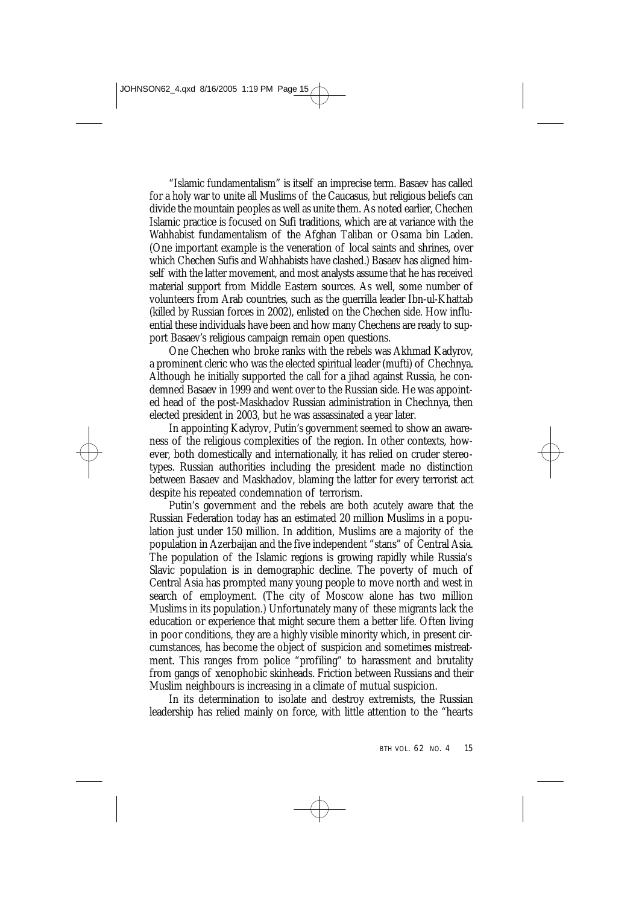"Islamic fundamentalism" is itself an imprecise term. Basaev has called for a holy war to unite all Muslims of the Caucasus, but religious beliefs can divide the mountain peoples as well as unite them. As noted earlier, Chechen Islamic practice is focused on Sufi traditions, which are at variance with the Wahhabist fundamentalism of the Afghan Taliban or Osama bin Laden. (One important example is the veneration of local saints and shrines, over which Chechen Sufis and Wahhabists have clashed.) Basaev has aligned himself with the latter movement, and most analysts assume that he has received material support from Middle Eastern sources. As well, some number of volunteers from Arab countries, such as the guerrilla leader Ibn-ul-Khattab (killed by Russian forces in 2002), enlisted on the Chechen side. How influential these individuals have been and how many Chechens are ready to support Basaev's religious campaign remain open questions.

One Chechen who broke ranks with the rebels was Akhmad Kadyrov, a prominent cleric who was the elected spiritual leader (mufti) of Chechnya. Although he initially supported the call for a jihad against Russia, he condemned Basaev in 1999 and went over to the Russian side. He was appointed head of the post-Maskhadov Russian administration in Chechnya, then elected president in 2003, but he was assassinated a year later.

In appointing Kadyrov, Putin's government seemed to show an awareness of the religious complexities of the region. In other contexts, however, both domestically and internationally, it has relied on cruder stereotypes. Russian authorities including the president made no distinction between Basaev and Maskhadov, blaming the latter for every terrorist act despite his repeated condemnation of terrorism.

Putin's government and the rebels are both acutely aware that the Russian Federation today has an estimated 20 million Muslims in a population just under 150 million. In addition, Muslims are a majority of the population in Azerbaijan and the five independent "stans" of Central Asia. The population of the Islamic regions is growing rapidly while Russia's Slavic population is in demographic decline. The poverty of much of Central Asia has prompted many young people to move north and west in search of employment. (The city of Moscow alone has two million Muslims in its population.) Unfortunately many of these migrants lack the education or experience that might secure them a better life. Often living in poor conditions, they are a highly visible minority which, in present circumstances, has become the object of suspicion and sometimes mistreatment. This ranges from police "profiling" to harassment and brutality from gangs of xenophobic skinheads. Friction between Russians and their Muslim neighbours is increasing in a climate of mutual suspicion.

In its determination to isolate and destroy extremists, the Russian leadership has relied mainly on force, with little attention to the "hearts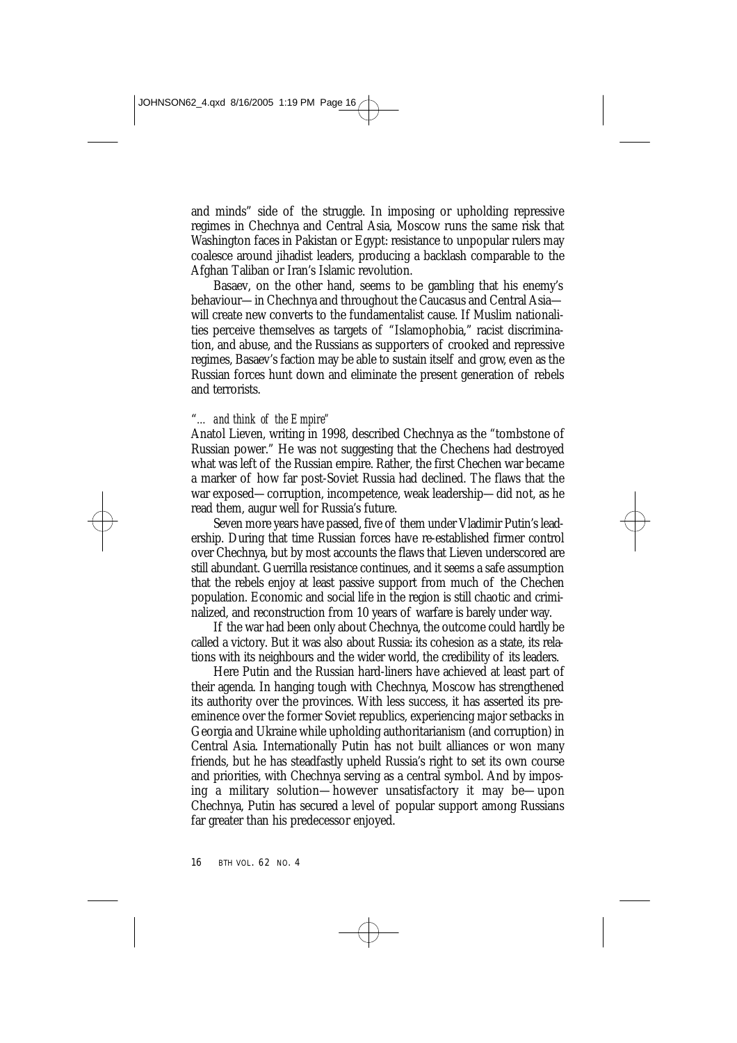and minds" side of the struggle. In imposing or upholding repressive regimes in Chechnya and Central Asia, Moscow runs the same risk that Washington faces in Pakistan or Egypt: resistance to unpopular rulers may coalesce around jihadist leaders, producing a backlash comparable to the Afghan Taliban or Iran's Islamic revolution.

Basaev, on the other hand, seems to be gambling that his enemy's behaviour—in Chechnya and throughout the Caucasus and Central Asia—will create new converts to the fundamentalist cause. If Muslim nationalities perceive themselves as targets of "Islamophobia," racist discrimination, and abuse, and the Russians as supporters of crooked and repressive regimes, Basaev's faction may be able to sustain itself and grow, even as the Russian forces hunt down and eliminate the present generation of rebels and terrorists.

### *"... and think of the Empire"*

Anatol Lieven, writing in 1998, described Chechnya as the "tombstone of Russian power." He was not suggesting that the Chechens had destroyed what was left of the Russian empire. Rather, the first Chechen war became a marker of how far post-Soviet Russia had declined. The flaws that the war exposed—corruption, incompetence, weak leadership—did not, as he read them, augur well for Russia's future.

Seven more years have passed, five of them under Vladimir Putin's leadership. During that time Russian forces have re-established firmer control over Chechnya, but by most accounts the flaws that Lieven underscored are still abundant. Guerrilla resistance continues, and it seems a safe assumption that the rebels enjoy at least passive support from much of the Chechen population. Economic and social life in the region is still chaotic and criminalized, and reconstruction from 10 years of warfare is barely under way.

If the war had been only about Chechnya, the outcome could hardly be called a victory. But it was also about Russia: its cohesion as a state, its relations with its neighbours and the wider world, the credibility of its leaders.

Here Putin and the Russian hard-liners have achieved at least part of their agenda. In hanging tough with Chechnya, Moscow has strengthened its authority over the provinces. With less success, it has asserted its preeminence over the former Soviet republics, experiencing major setbacks in Georgia and Ukraine while upholding authoritarianism (and corruption) in Central Asia. Internationally Putin has not built alliances or won many friends, but he has steadfastly upheld Russia's right to set its own course and priorities, with Chechnya serving as a central symbol. And by imposing a military solution—however unsatisfactory it may be—upon Chechnya, Putin has secured a level of popular support among Russians far greater than his predecessor enjoyed.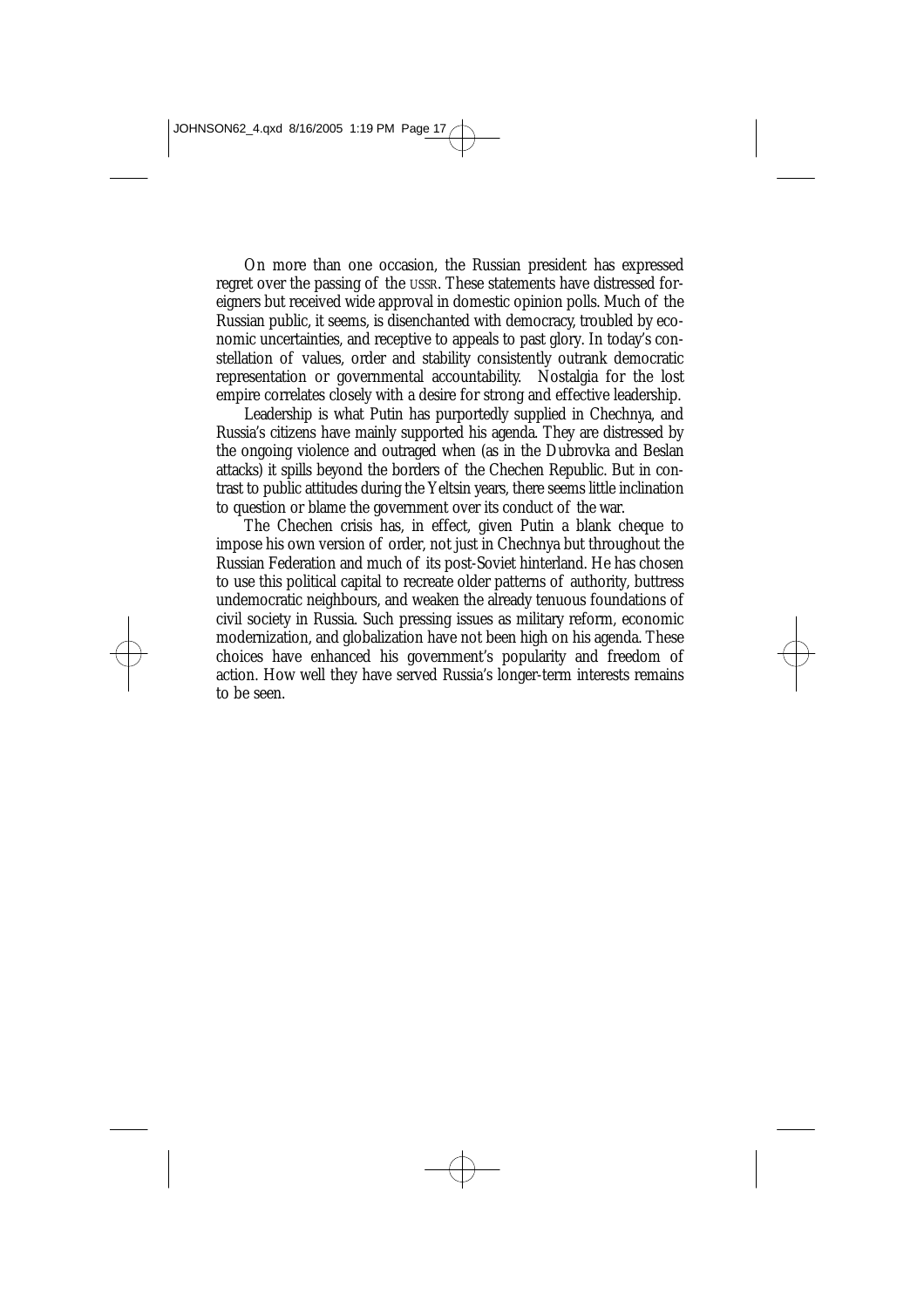On more than one occasion, the Russian president has expressed regret over the passing of the USSR. These statements have distressed foreigners but received wide approval in domestic opinion polls. Much of the Russian public, it seems, is disenchanted with democracy, troubled by economic uncertainties, and receptive to appeals to past glory. In today's constellation of values, order and stability consistently outrank democratic representation or governmental accountability. Nostalgia for the lost empire correlates closely with a desire for strong and effective leadership.

Leadership is what Putin has purportedly supplied in Chechnya, and Russia's citizens have mainly supported his agenda. They are distressed by the ongoing violence and outraged when (as in the Dubrovka and Beslan attacks) it spills beyond the borders of the Chechen Republic. But in contrast to public attitudes during the Yeltsin years, there seems little inclination to question or blame the government over its conduct of the war.

The Chechen crisis has, in effect, given Putin a blank cheque to impose his own version of order, not just in Chechnya but throughout the Russian Federation and much of its post-Soviet hinterland. He has chosen to use this political capital to recreate older patterns of authority, buttress undemocratic neighbours, and weaken the already tenuous foundations of civil society in Russia. Such pressing issues as military reform, economic modernization, and globalization have not been high on his agenda. These choices have enhanced his government's popularity and freedom of action. How well they have served Russia's longer-term interests remains to be seen.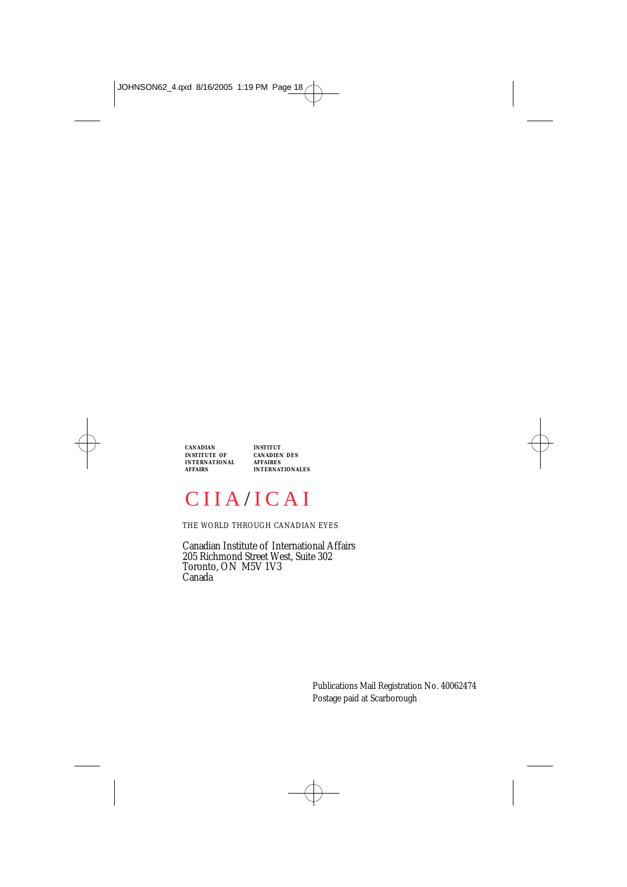**CANADIAN INSTITUTE OF INTERNATIONAL AFFAIRS**

**INSTITUT CANADIEN DES AFFAIRES INTERNATIONALES**

CIIA / ICAI

THE WORLD THROUGH CANADIAN EYES

Canadian Institute of International Affairs
205 Richmond Street West, Suite 302
Toronto, ON M5V 1V3
Canada

Publications Mail Registration No. 40062474
Postage paid at Scarborough